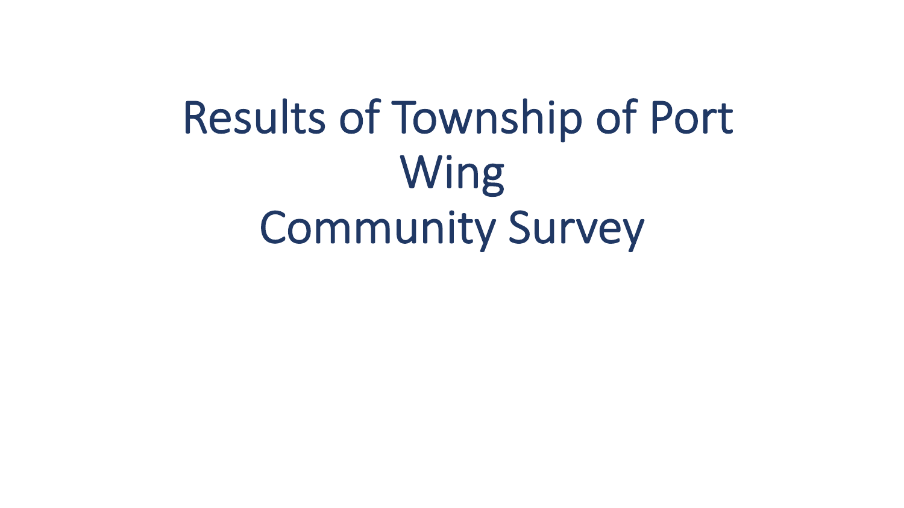# Results of Township of Port Wing Community Survey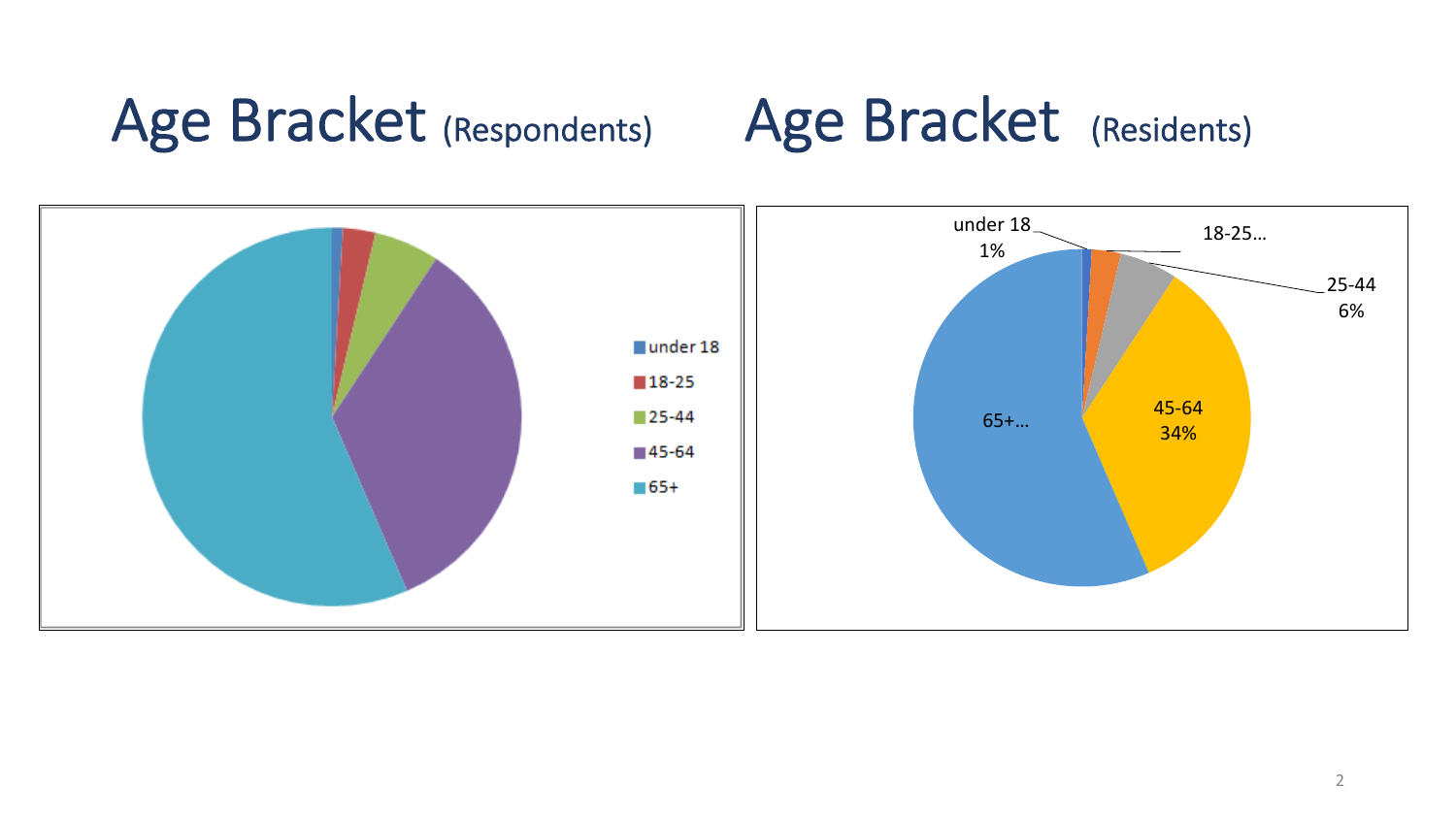# Age Bracket (Respondents)

under 18
18-25
25-44
45-64
65+

# Age Bracket (Residents)

under 18
1%

18-25...

25-44
6%

45-64
34%

65+...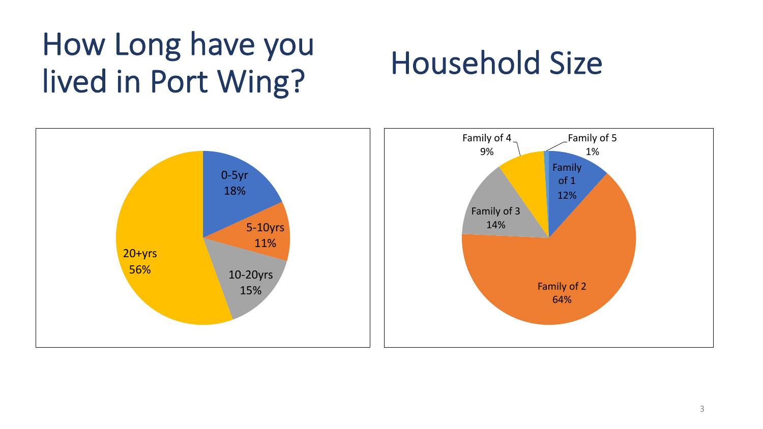# How Long have you lived in Port Wing?

| Length of residence | Percent |
| --- | --- |
| 0-5yr | 18% |
| 5-10yrs | 11% |
| 10-20yrs | 15% |
| 20+yrs | 56% |

# Household Size

| Household size | Percent |
| --- | --- |
| Family of 1 | 12% |
| Family of 2 | 64% |
| Family of 3 | 14% |
| Family of 4 | 9% |
| Family of 5 | 1% |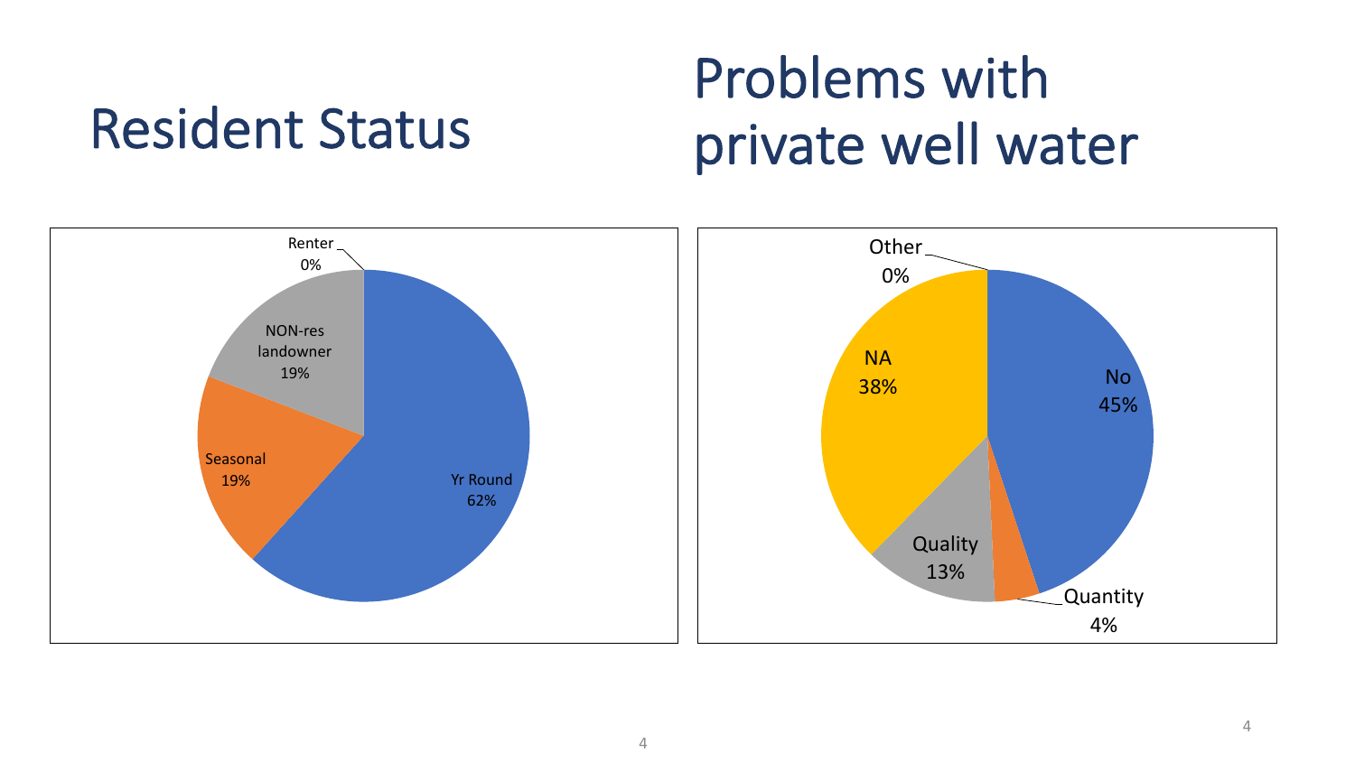# Resident Status

| Category | Percent |
|---|---|
| Yr Round | 62% |
| Seasonal | 19% |
| NON-res landowner | 19% |
| Renter | 0% |

# Problems with private well water

| Category | Percent |
|---|---|
| No | 45% |
| Quantity | 4% |
| Quality | 13% |
| NA | 38% |
| Other | 0% |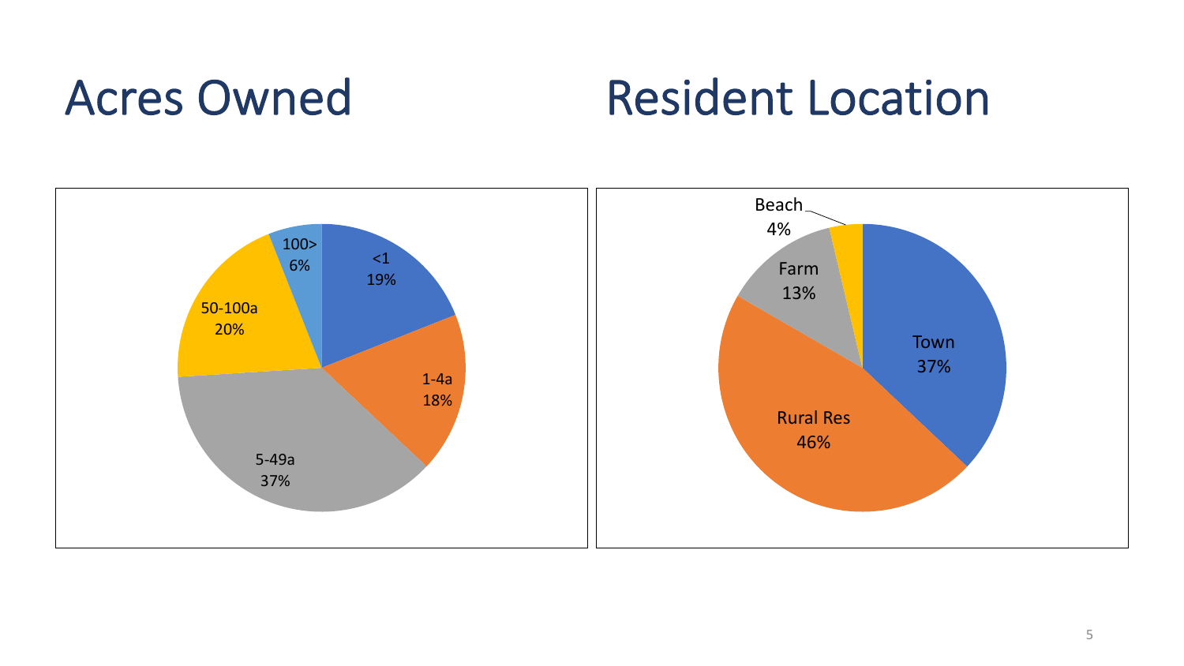# Acres Owned

| Acres Owned | Percent |
| --- | --- |
| <1 | 19% |
| 1-4a | 18% |
| 5-49a | 37% |
| 50-100a | 20% |
| 100> | 6% |

# Resident Location

| Resident Location | Percent |
| --- | --- |
| Town | 37% |
| Rural Res | 46% |
| Farm | 13% |
| Beach | 4% |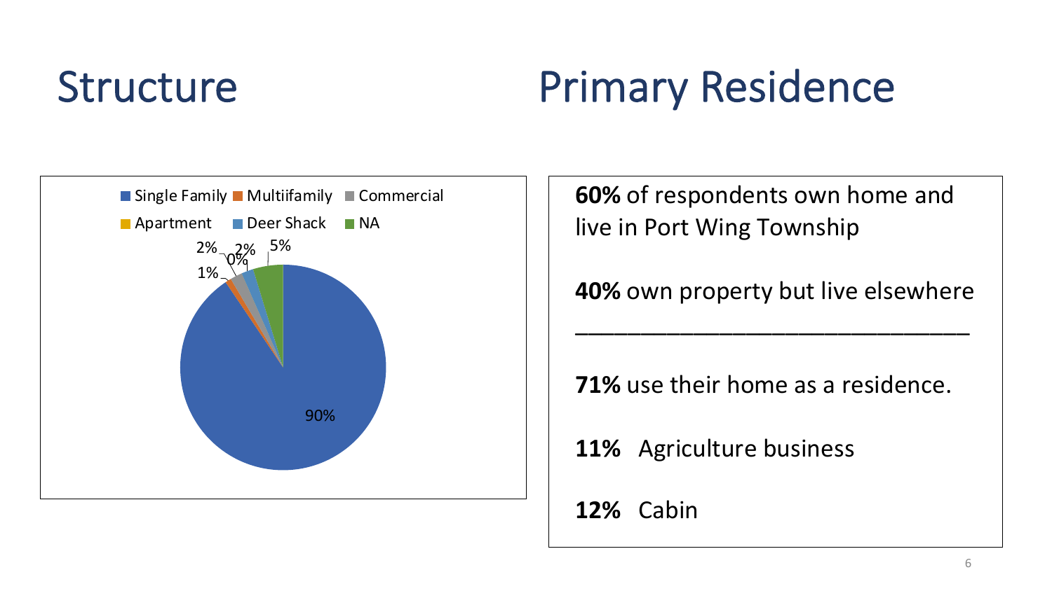# Structure

■ Single Family ■ Multiifamily ■ Commercial
■ Apartment ■ Deer Shack ■ NA

2% 2% 5%
0%
1%

90%

# Primary Residence

**60%** of respondents own home and live in Port Wing Township

**40%** own property but live elsewhere

---

**71%** use their home as a residence.

**11%** Agriculture business

**12%** Cabin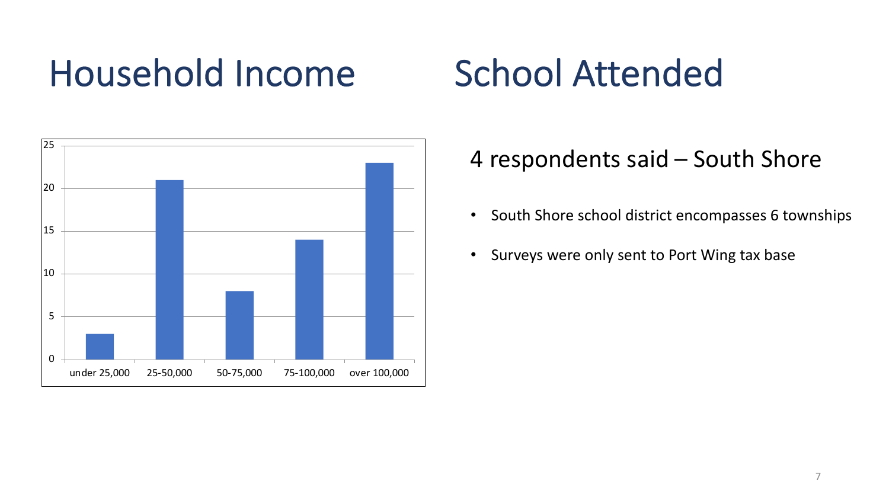# Household Income

| Household Income | Count |
| --- | --- |
| under 25,000 | 3 |
| 25-50,000 | 21 |
| 50-75,000 | 8 |
| 75-100,000 | 14 |
| over 100,000 | 23 |

# School Attended

4 respondents said – South Shore

- South Shore school district encompasses 6 townships
- Surveys were only sent to Port Wing tax base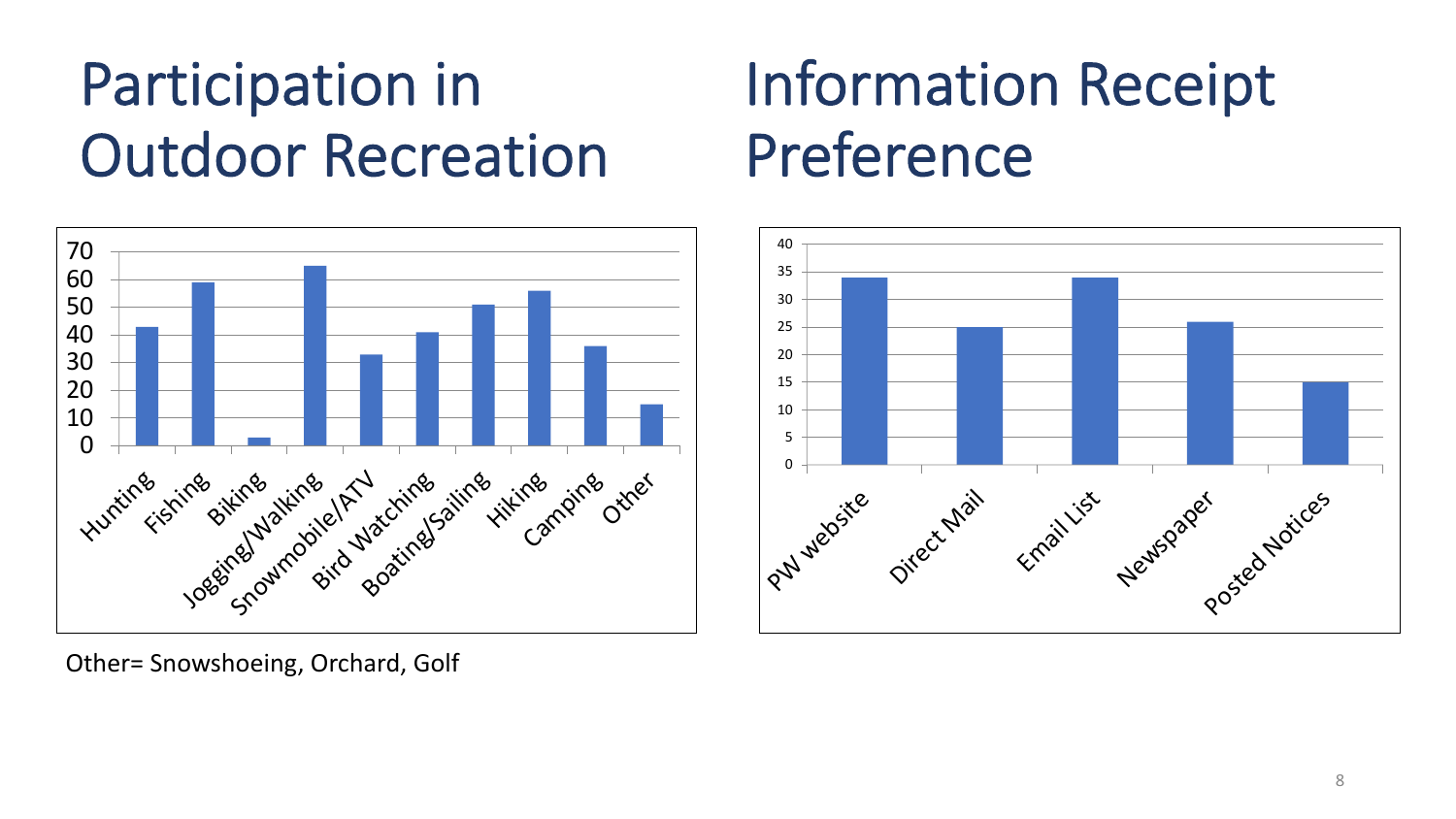# Participation in Outdoor Recreation

| Activity | Value |
|---|---|
| Hunting | 43 |
| Fishing | 59 |
| Biking | 3 |
| Jogging/Walking | 65 |
| Snowmobile/ATV | 33 |
| Bird Watching | 41 |
| Boating/Sailing | 51 |
| Hiking | 56 |
| Camping | 36 |
| Other | 15 |

Other= Snowshoeing, Orchard, Golf

# Information Receipt Preference

| Source | Value |
|---|---|
| PW website | 34 |
| Direct Mail | 25 |
| Email List | 34 |
| Newspaper | 26 |
| Posted Notices | 15 |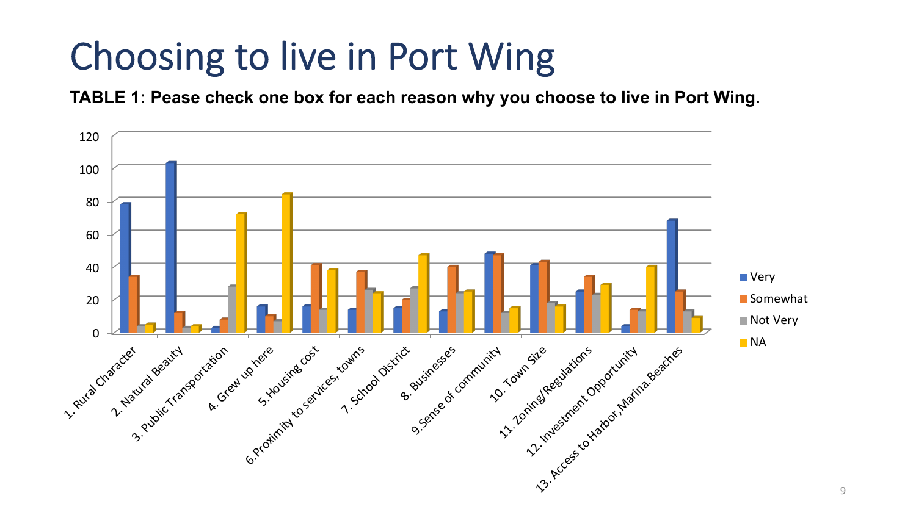# Choosing to live in Port Wing

**TABLE 1: Pease check one box for each reason why you choose to live in Port Wing.**

| | Very | Somewhat | Not Very | NA |
|---|---|---|---|---|
| 1. Rural Character | 78 | 34 | 4 | 5 |
| 2. Natural Beauty | 103 | 12 | 3 | 4 |
| 3. Public Transportation | 3 | 8 | 28 | 72 |
| 4. Grew up here | 16 | 10 | 7 | 84 |
| 5.Housing cost | 16 | 41 | 14 | 38 |
| 6.Proximity to services, towns | 14 | 37 | 26 | 24 |
| 7. School District | 15 | 20 | 27 | 47 |
| 8. Businesses | 13 | 40 | 24 | 25 |
| 9.Sense of community | 48 | 47 | 12 | 15 |
| 10. Town Size | 41 | 43 | 18 | 16 |
| 11. Zoning/Regulations | 25 | 34 | 23 | 29 |
| 12. Investment Opportunity | 4 | 14 | 13 | 40 |
| 13. Access to Harbor,Marina,Beaches | 68 | 25 | 13 | 9 |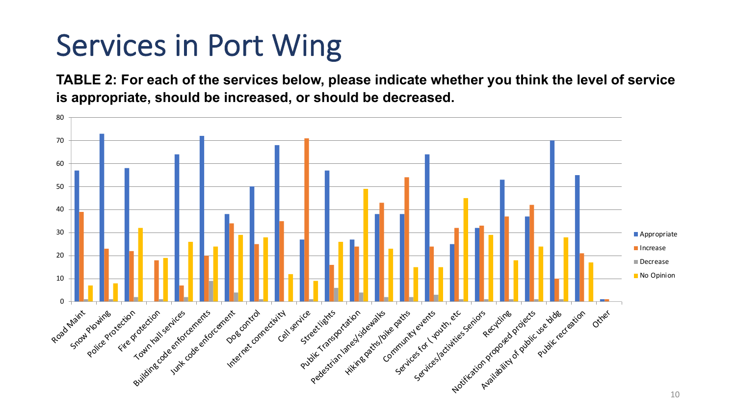# Services in Port Wing

**TABLE 2: For each of the services below, please indicate whether you think the level of service is appropriate, should be increased, or should be decreased.**

| Service | Appropriate | Increase | Decrease | No Opinion |
|---|---|---|---|---|
| Road Maint | 57 | 39 | 1 | 7 |
| Snow Plowing | 73 | 23 | 1 | 8 |
| Police Protection | 58 | 22 | 2 | 32 |
| Fire protection | | 18 | 1 | 19 |
| Town hall services | 64 | 7 | 2 | 26 |
| Building code enforcements | 72 | 20 | 9 | 24 |
| Junk code enforcement | 38 | 34 | 4 | 29 |
| Dog control | 50 | 25 | 1 | 28 |
| Internet connectivity | 68 | 35 | | 12 |
| Cell service | 27 | 71 | 1 | 9 |
| Street lights | 57 | 16 | 6 | 26 |
| Public Transportation | 27 | 24 | 4 | 49 |
| Pedestrian lanes/sidewalks | 38 | 43 | 2 | 23 |
| Hiking paths/bike paths | 38 | 54 | 2 | 15 |
| Community events | 64 | 24 | 3 | 15 |
| Services for ( youth, etc | 25 | 32 | 1 | 45 |
| Services/activities Seniors | 32 | 33 | 1 | 29 |
| Recycling | 53 | 37 | 1 | 18 |
| Notification proposed projects | 37 | 42 | 1 | 24 |
| Availability of public use bldg | 70 | 10 | 1 | 28 |
| Public recreation | 55 | 21 | | 17 |
| Other | 1 | 1 | | |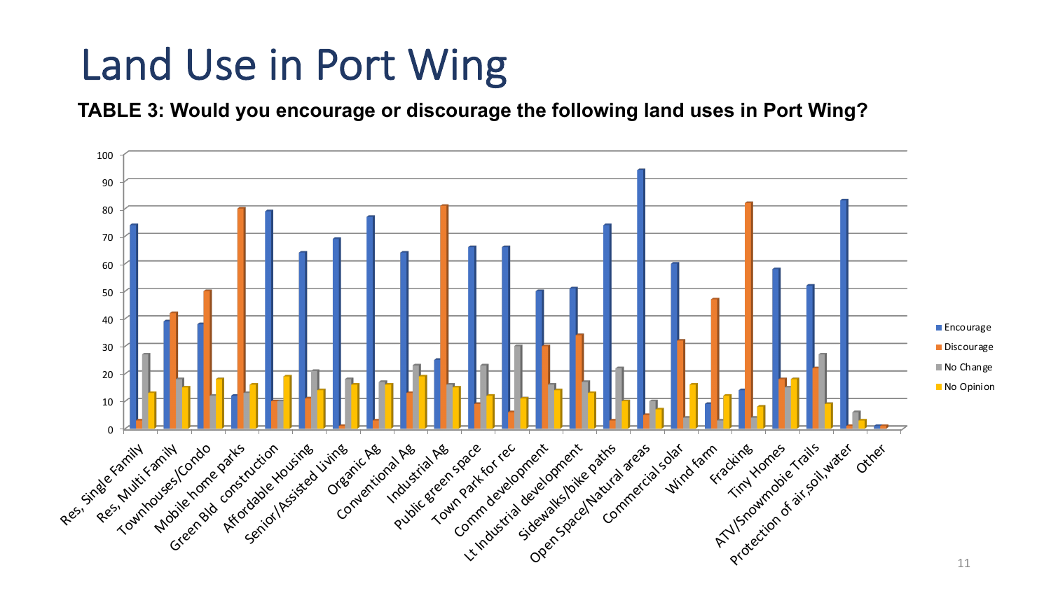# Land Use in Port Wing

**TABLE 3: Would you encourage or discourage the following land uses in Port Wing?**

| Land Use | Encourage | Discourage | No Change | No Opinion |
|---|---|---|---|---|
| Res, Single Family | 74 | 3 | 27 | 13 |
| Res, Multi Family | 39 | 42 | 18 | 15 |
| Townhouses/Condo | 38 | 50 | 12 | 18 |
| Mobile home parks | 12 | 80 | 13 | 16 |
| Green Bld construction | 79 | 10 | 10 | 19 |
| Affordable Housing | 64 | 11 | 21 | 14 |
| Senior/Assisted Living | 69 | 1 | 18 | 16 |
| Organic Ag | 77 | 3 | 17 | 16 |
| Conventional Ag | 64 | 13 | 23 | 19 |
| Industrial Ag | 25 | 81 | 16 | 15 |
| Public green space | 66 | 9 | 23 | 12 |
| Town Park for rec | 66 | 6 | 30 | 11 |
| Comm development | 50 | 30 | 16 | 14 |
| Lt Industrial development | 51 | 34 | 17 | 13 |
| Sidewalks/bike paths | 74 | 3 | 22 | 10 |
| Open Space/Natural areas | 94 | 5 | 10 | 7 |
| Commercial solar | 60 | 32 | 4 | 16 |
| Wind farm | 9 | 47 | 3 | 12 |
| Fracking | 14 | 82 | 4 | 8 |
| Tiny Homes | 58 | 18 | 15 | 18 |
| ATV/Snowmobie Trails | 52 | 22 | 27 | 9 |
| Protection of air,soil,water | 83 | 1 | 6 | 3 |
| Other | 1 | 1 | | |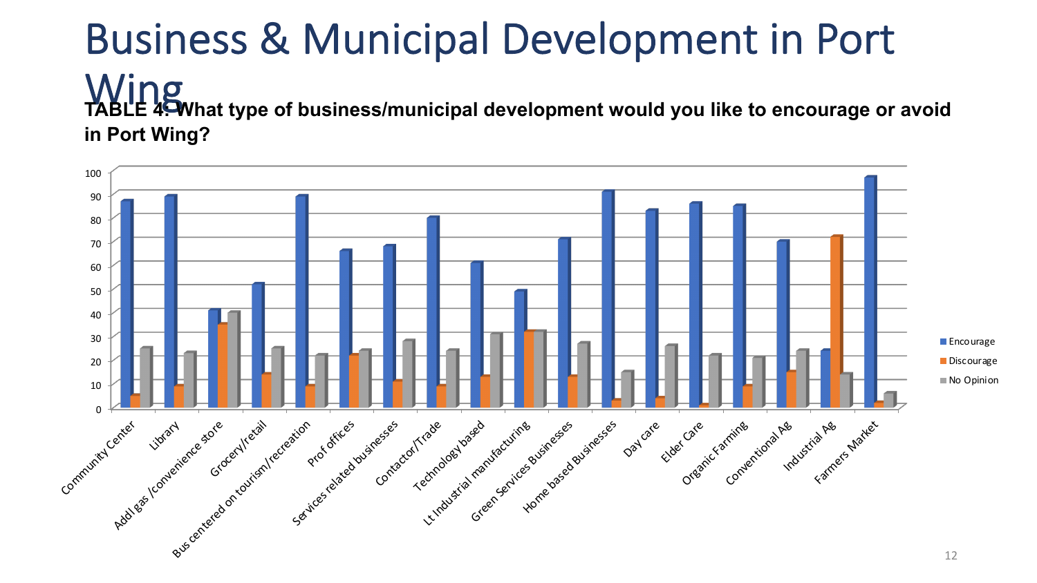# Business & Municipal Development in Port Wing

**TABLE 4: What type of business/municipal development would you like to encourage or avoid in Port Wing?**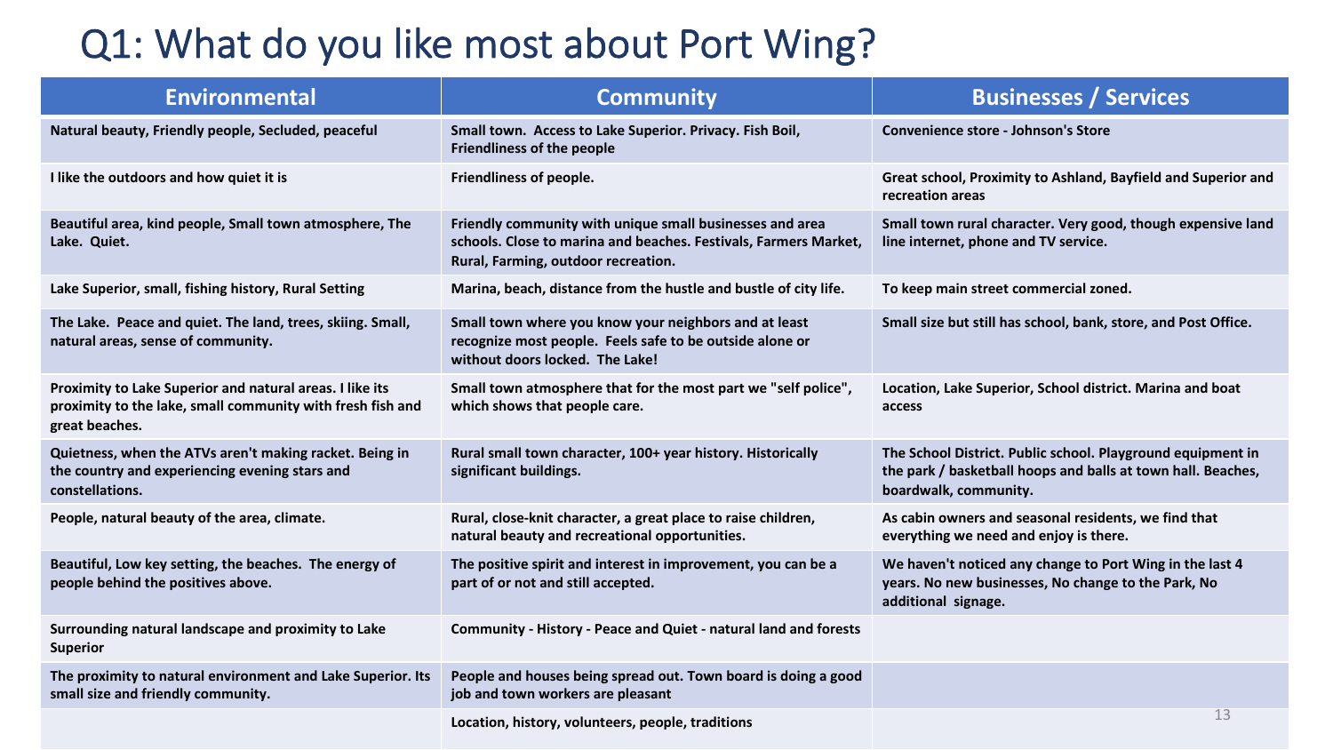# Q1: What do you like most about Port Wing?

| Environmental | Community | Businesses / Services |
|---|---|---|
| Natural beauty, Friendly people, Secluded, peaceful | Small town. Access to Lake Superior. Privacy. Fish Boil, Friendliness of the people | Convenience store - Johnson's Store |
| I like the outdoors and how quiet it is | Friendliness of people. | Great school, Proximity to Ashland, Bayfield and Superior and recreation areas |
| Beautiful area, kind people, Small town atmosphere, The Lake. Quiet. | Friendly community with unique small businesses and area schools. Close to marina and beaches. Festivals, Farmers Market, Rural, Farming, outdoor recreation. | Small town rural character. Very good, though expensive land line internet, phone and TV service. |
| Lake Superior, small, fishing history, Rural Setting | Marina, beach, distance from the hustle and bustle of city life. | To keep main street commercial zoned. |
| The Lake. Peace and quiet. The land, trees, skiing. Small, natural areas, sense of community. | Small town where you know your neighbors and at least recognize most people. Feels safe to be outside alone or without doors locked. The Lake! | Small size but still has school, bank, store, and Post Office. |
| Proximity to Lake Superior and natural areas. I like its proximity to the lake, small community with fresh fish and great beaches. | Small town atmosphere that for the most part we "self police", which shows that people care. | Location, Lake Superior, School district. Marina and boat access |
| Quietness, when the ATVs aren't making racket. Being in the country and experiencing evening stars and constellations. | Rural small town character, 100+ year history. Historically significant buildings. | The School District. Public school. Playground equipment in the park / basketball hoops and balls at town hall. Beaches, boardwalk, community. |
| People, natural beauty of the area, climate. | Rural, close-knit character, a great place to raise children, natural beauty and recreational opportunities. | As cabin owners and seasonal residents, we find that everything we need and enjoy is there. |
| Beautiful, Low key setting, the beaches. The energy of people behind the positives above. | The positive spirit and interest in improvement, you can be a part of or not and still accepted. | We haven't noticed any change to Port Wing in the last 4 years. No new businesses, No change to the Park, No additional signage. |
| Surrounding natural landscape and proximity to Lake Superior | Community - History - Peace and Quiet - natural land and forests | |
| The proximity to natural environment and Lake Superior. Its small size and friendly community. | People and houses being spread out. Town board is doing a good job and town workers are pleasant | |
| | Location, history, volunteers, people, traditions | |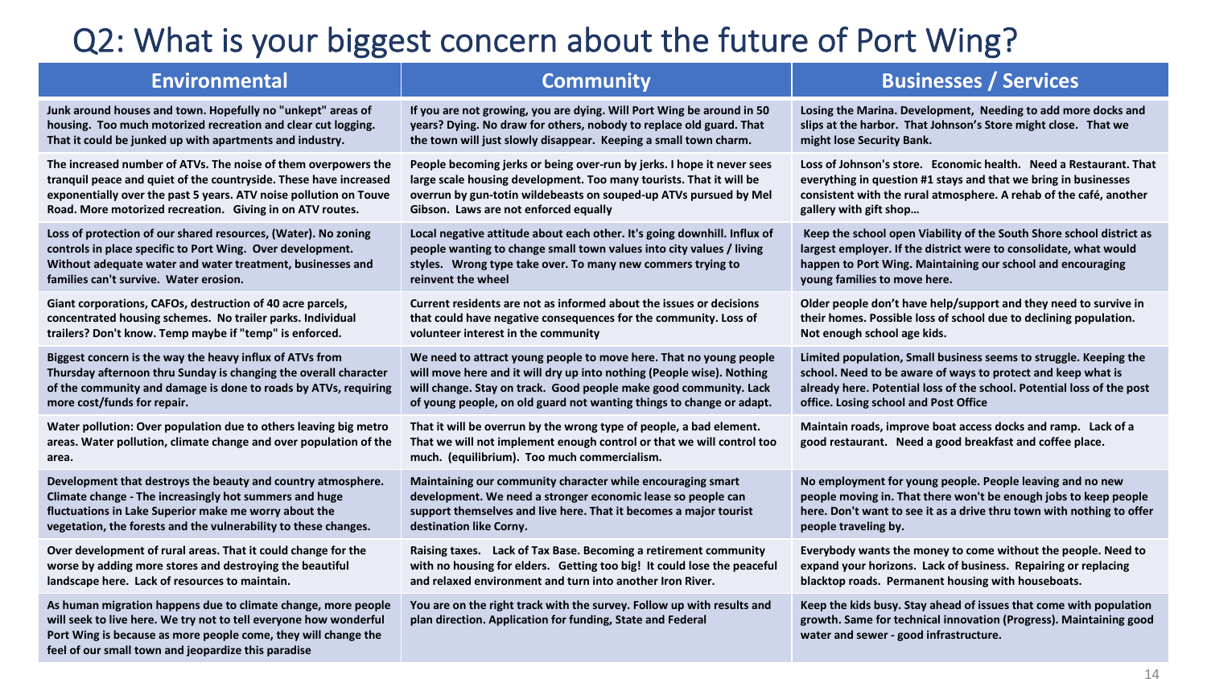# Q2: What is your biggest concern about the future of Port Wing?

| Environmental | Community | Businesses / Services |
|---|---|---|
| Junk around houses and town. Hopefully no "unkept" areas of housing. Too much motorized recreation and clear cut logging. That it could be junked up with apartments and industry. | If you are not growing, you are dying. Will Port Wing be around in 50 years? Dying. No draw for others, nobody to replace old guard. That the town will just slowly disappear. Keeping a small town charm. | Losing the Marina. Development, Needing to add more docks and slips at the harbor. That Johnson's Store might close. That we might lose Security Bank. |
| The increased number of ATVs. The noise of them overpowers the tranquil peace and quiet of the countryside. These have increased exponentially over the past 5 years. ATV noise pollution on Touve Road. More motorized recreation. Giving in on ATV routes. | People becoming jerks or being over-run by jerks. I hope it never sees large scale housing development. Too many tourists. That it will be overrun by gun-totin wildebeasts on souped-up ATVs pursued by Mel Gibson. Laws are not enforced equally | Loss of Johnson's store. Economic health. Need a Restaurant. That everything in question #1 stays and that we bring in businesses consistent with the rural atmosphere. A rehab of the café, another gallery with gift shop… |
| Loss of protection of our shared resources, (Water). No zoning controls in place specific to Port Wing. Over development. Without adequate water and water treatment, businesses and families can't survive. Water erosion. | Local negative attitude about each other. It's going downhill. Influx of people wanting to change small town values into city values / living styles. Wrong type take over. To many new commers trying to reinvent the wheel | Keep the school open Viability of the South Shore school district as largest employer. If the district were to consolidate, what would happen to Port Wing. Maintaining our school and encouraging young families to move here. |
| Giant corporations, CAFOs, destruction of 40 acre parcels, concentrated housing schemes. No trailer parks. Individual trailers? Don't know. Temp maybe if "temp" is enforced. | Current residents are not as informed about the issues or decisions that could have negative consequences for the community. Loss of volunteer interest in the community | Older people don't have help/support and they need to survive in their homes. Possible loss of school due to declining population. Not enough school age kids. |
| Biggest concern is the way the heavy influx of ATVs from Thursday afternoon thru Sunday is changing the overall character of the community and damage is done to roads by ATVs, requiring more cost/funds for repair. | We need to attract young people to move here. That no young people will move here and it will dry up into nothing (People wise). Nothing will change. Stay on track. Good people make good community. Lack of young people, on old guard not wanting things to change or adapt. | Limited population, Small business seems to struggle. Keeping the school. Need to be aware of ways to protect and keep what is already here. Potential loss of the school. Potential loss of the post office. Losing school and Post Office |
| Water pollution: Over population due to others leaving big metro areas. Water pollution, climate change and over population of the area. | That it will be overrun by the wrong type of people, a bad element. That we will not implement enough control or that we will control too much. (equilibrium). Too much commercialism. | Maintain roads, improve boat access docks and ramp. Lack of a good restaurant. Need a good breakfast and coffee place. |
| Development that destroys the beauty and country atmosphere. Climate change - The increasingly hot summers and huge fluctuations in Lake Superior make me worry about the vegetation, the forests and the vulnerability to these changes. | Maintaining our community character while encouraging smart development. We need a stronger economic lease so people can support themselves and live here. That it becomes a major tourist destination like Corny. | No employment for young people. People leaving and no new people moving in. That there won't be enough jobs to keep people here. Don't want to see it as a drive thru town with nothing to offer people traveling by. |
| Over development of rural areas. That it could change for the worse by adding more stores and destroying the beautiful landscape here. Lack of resources to maintain. | Raising taxes. Lack of Tax Base. Becoming a retirement community with no housing for elders. Getting too big! It could lose the peaceful and relaxed environment and turn into another Iron River. | Everybody wants the money to come without the people. Need to expand your horizons. Lack of business. Repairing or replacing blacktop roads. Permanent housing with houseboats. |
| As human migration happens due to climate change, more people will seek to live here. We try not to tell everyone how wonderful Port Wing is because as more people come, they will change the feel of our small town and jeopardize this paradise | You are on the right track with the survey. Follow up with results and plan direction. Application for funding, State and Federal | Keep the kids busy. Stay ahead of issues that come with population growth. Same for technical innovation (Progress). Maintaining good water and sewer - good infrastructure. |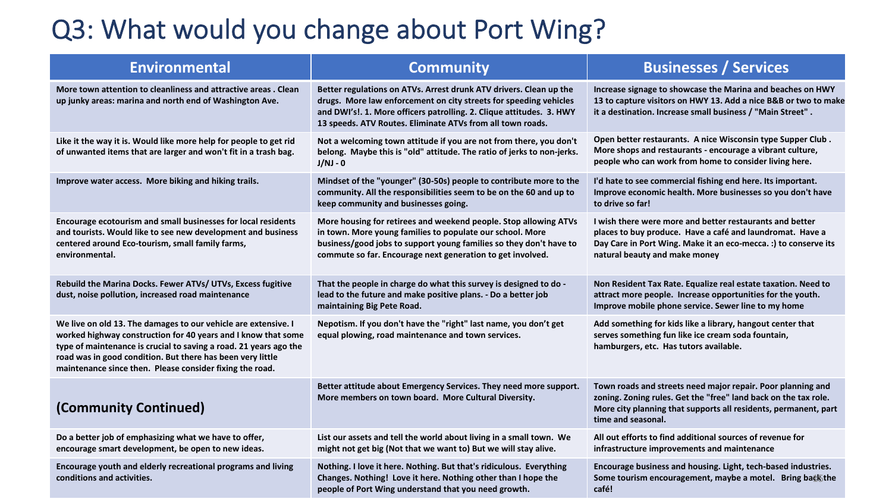# Q3: What would you change about Port Wing?

| Environmental | Community | Businesses / Services |
|---|---|---|
| **More town attention to cleanliness and attractive areas . Clean up junky areas: marina and north end of Washington Ave.** | **Better regulations on ATVs. Arrest drunk ATV drivers. Clean up the drugs. More law enforcement on city streets for speeding vehicles and DWI's!. 1. More officers patrolling. 2. Clique attitudes. 3. HWY 13 speeds. ATV Routes. Eliminate ATVs from all town roads.** | **Increase signage to showcase the Marina and beaches on HWY 13 to capture visitors on HWY 13. Add a nice B&B or two to make it a destination. Increase small business / "Main Street" .** |
| **Like it the way it is. Would like more help for people to get rid of unwanted items that are larger and won't fit in a trash bag.** | **Not a welcoming town attitude if you are not from there, you don't belong. Maybe this is "old" attitude. The ratio of jerks to non-jerks. J/NJ - 0** | **Open better restaurants. A nice Wisconsin type Supper Club . More shops and restaurants - encourage a vibrant culture, people who can work from home to consider living here.** |
| **Improve water access. More biking and hiking trails.** | **Mindset of the "younger" (30-50s) people to contribute more to the community. All the responsibilities seem to be on the 60 and up to keep community and businesses going.** | **I'd hate to see commercial fishing end here. Its important. Improve economic health. More businesses so you don't have to drive so far!** |
| **Encourage ecotourism and small businesses for local residents and tourists. Would like to see new development and business centered around Eco-tourism, small family farms, environmental.** | **More housing for retirees and weekend people. Stop allowing ATVs in town. More young families to populate our school. More business/good jobs to support young families so they don't have to commute so far. Encourage next generation to get involved.** | **I wish there were more and better restaurants and better places to buy produce. Have a café and laundromat. Have a Day Care in Port Wing. Make it an eco-mecca. :) to conserve its natural beauty and make money** |
| **Rebuild the Marina Docks. Fewer ATVs/ UTVs, Excess fugitive dust, noise pollution, increased road maintenance** | **That the people in charge do what this survey is designed to do - lead to the future and make positive plans. - Do a better job maintaining Big Pete Road.** | **Non Resident Tax Rate. Equalize real estate taxation. Need to attract more people. Increase opportunities for the youth. Improve mobile phone service. Sewer line to my home** |
| **We live on old 13. The damages to our vehicle are extensive. I worked highway construction for 40 years and I know that some type of maintenance is crucial to saving a road. 21 years ago the road was in good condition. But there has been very little maintenance since then. Please consider fixing the road.** | **Nepotism. If you don't have the "right" last name, you don't get equal plowing, road maintenance and town services.** | **Add something for kids like a library, hangout center that serves something fun like ice cream soda fountain, hamburgers, etc. Has tutors available.** |
| **(Community Continued)** | **Better attitude about Emergency Services. They need more support. More members on town board. More Cultural Diversity.** | **Town roads and streets need major repair. Poor planning and zoning. Zoning rules. Get the "free" land back on the tax role. More city planning that supports all residents, permanent, part time and seasonal.** |
| **Do a better job of emphasizing what we have to offer, encourage smart development, be open to new ideas.** | **List our assets and tell the world about living in a small town. We might not get big (Not that we want to) But we will stay alive.** | **All out efforts to find additional sources of revenue for infrastructure improvements and maintenance** |
| **Encourage youth and elderly recreational programs and living conditions and activities.** | **Nothing. I love it here. Nothing. But that's ridiculous. Everything Changes. Nothing! Love it here. Nothing other than I hope the people of Port Wing understand that you need growth.** | **Encourage business and housing. Light, tech-based industries. Some tourism encouragement, maybe a motel. Bring back the café!** |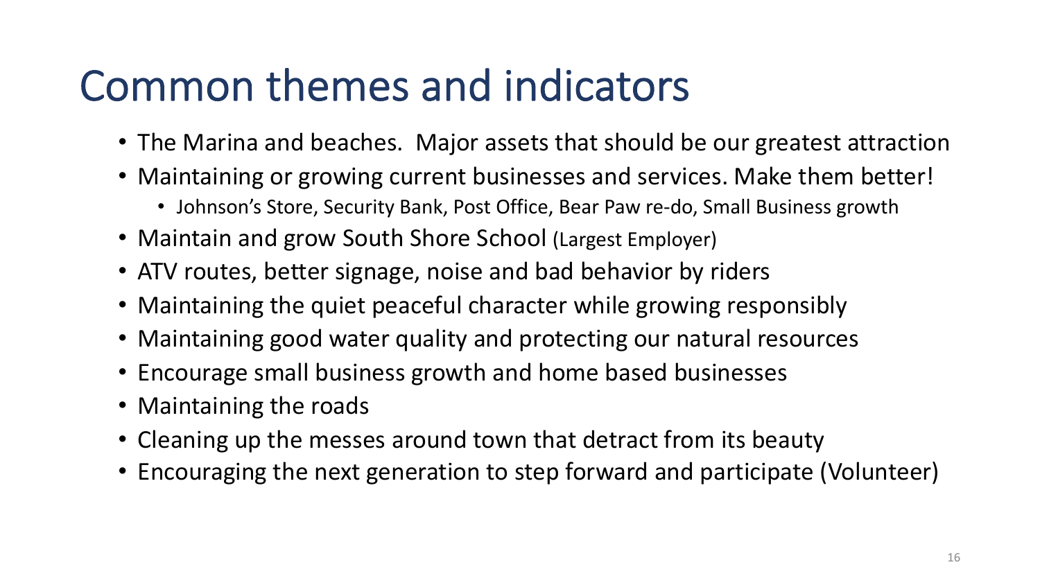# Common themes and indicators

- The Marina and beaches.  Major assets that should be our greatest attraction
- Maintaining or growing current businesses and services. Make them better!
  - Johnson's Store, Security Bank, Post Office, Bear Paw re-do, Small Business growth
- Maintain and grow South Shore School (Largest Employer)
- ATV routes, better signage, noise and bad behavior by riders
- Maintaining the quiet peaceful character while growing responsibly
- Maintaining good water quality and protecting our natural resources
- Encourage small business growth and home based businesses
- Maintaining the roads
- Cleaning up the messes around town that detract from its beauty
- Encouraging the next generation to step forward and participate (Volunteer)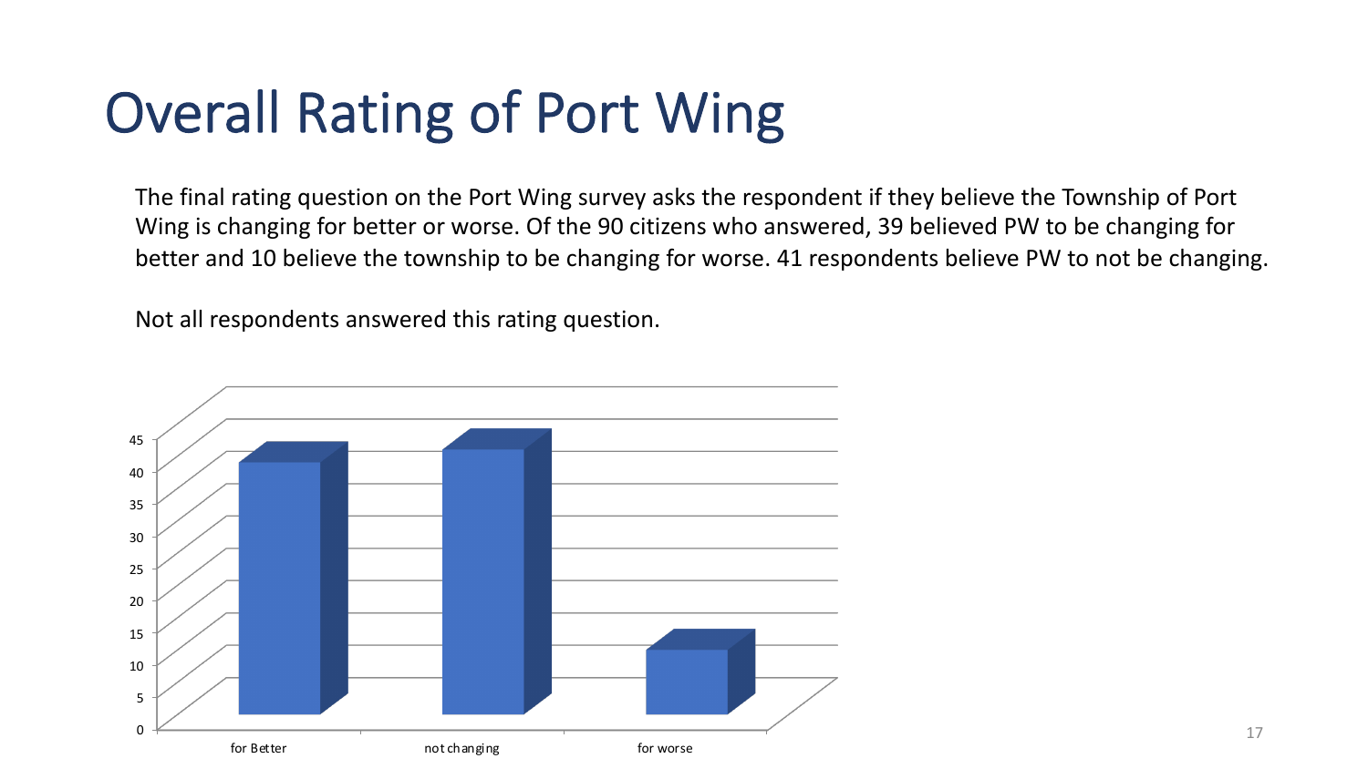# Overall Rating of Port Wing

The final rating question on the Port Wing survey asks the respondent if they believe the Township of Port Wing is changing for better or worse. Of the 90 citizens who answered, 39 believed PW to be changing for better and 10 believe the township to be changing for worse. 41 respondents believe PW to not be changing.

Not all respondents answered this rating question.

45
40
35
30
25
20
15
10
5
0

for Better
not changing
for worse